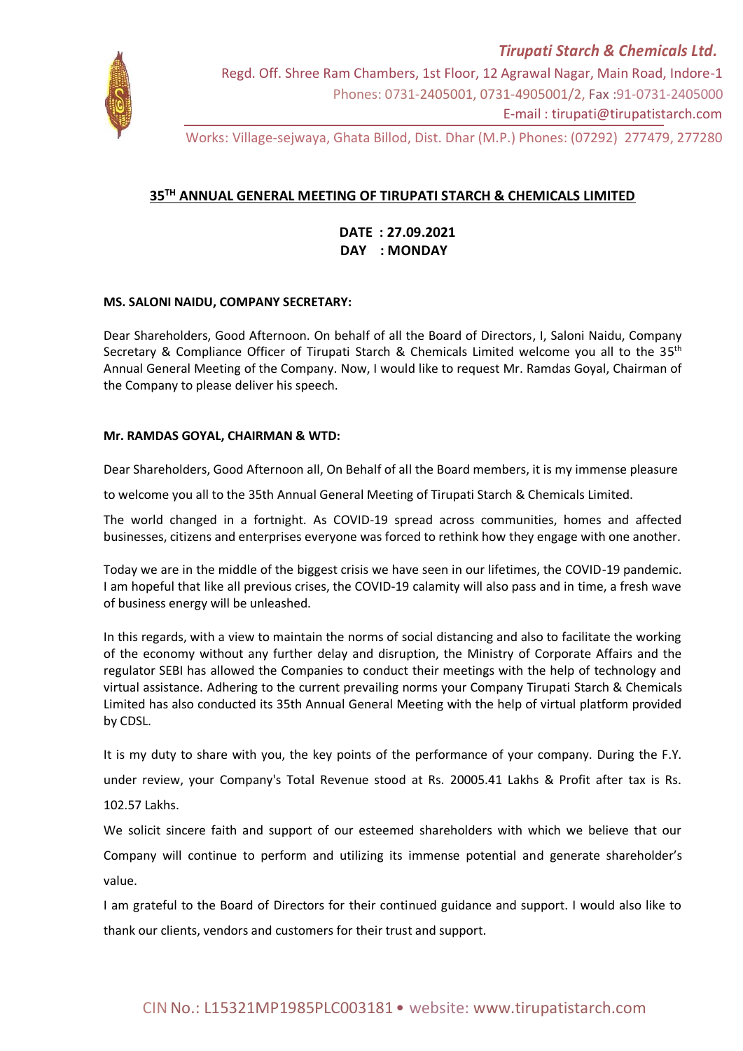*Tirupati Starch & Chemicals Ltd.*

Regd. Off. Shree Ram Chambers, 1st Floor, 12 Agrawal Nagar, Main Road, Indore-1
Phones: 0731-2405001, 0731-4905001/2, Fax :91-0731-2405000
E-mail : tirupati@tirupatistarch.com

Works: Village-sejwaya, Ghata Billod, Dist. Dhar (M.P.) Phones: (07292) 277479, 277280

## 35TH ANNUAL GENERAL MEETING OF TIRUPATI STARCH & CHEMICALS LIMITED

**DATE : 27.09.2021**
**DAY : MONDAY**

**MS. SALONI NAIDU, COMPANY SECRETARY:**

Dear Shareholders, Good Afternoon. On behalf of all the Board of Directors, I, Saloni Naidu, Company Secretary & Compliance Officer of Tirupati Starch & Chemicals Limited welcome you all to the 35th Annual General Meeting of the Company. Now, I would like to request Mr. Ramdas Goyal, Chairman of the Company to please deliver his speech.

**Mr. RAMDAS GOYAL, CHAIRMAN & WTD:**

Dear Shareholders, Good Afternoon all, On Behalf of all the Board members, it is my immense pleasure to welcome you all to the 35th Annual General Meeting of Tirupati Starch & Chemicals Limited.

The world changed in a fortnight. As COVID-19 spread across communities, homes and affected businesses, citizens and enterprises everyone was forced to rethink how they engage with one another.

Today we are in the middle of the biggest crisis we have seen in our lifetimes, the COVID-19 pandemic. I am hopeful that like all previous crises, the COVID-19 calamity will also pass and in time, a fresh wave of business energy will be unleashed.

In this regards, with a view to maintain the norms of social distancing and also to facilitate the working of the economy without any further delay and disruption, the Ministry of Corporate Affairs and the regulator SEBI has allowed the Companies to conduct their meetings with the help of technology and virtual assistance. Adhering to the current prevailing norms your Company Tirupati Starch & Chemicals Limited has also conducted its 35th Annual General Meeting with the help of virtual platform provided by CDSL.

It is my duty to share with you, the key points of the performance of your company. During the F.Y. under review, your Company's Total Revenue stood at Rs. 20005.41 Lakhs & Profit after tax is Rs. 102.57 Lakhs.

We solicit sincere faith and support of our esteemed shareholders with which we believe that our Company will continue to perform and utilizing its immense potential and generate shareholder's value.

I am grateful to the Board of Directors for their continued guidance and support. I would also like to thank our clients, vendors and customers for their trust and support.

CIN No.: L15321MP1985PLC003181 • website: www.tirupatistarch.com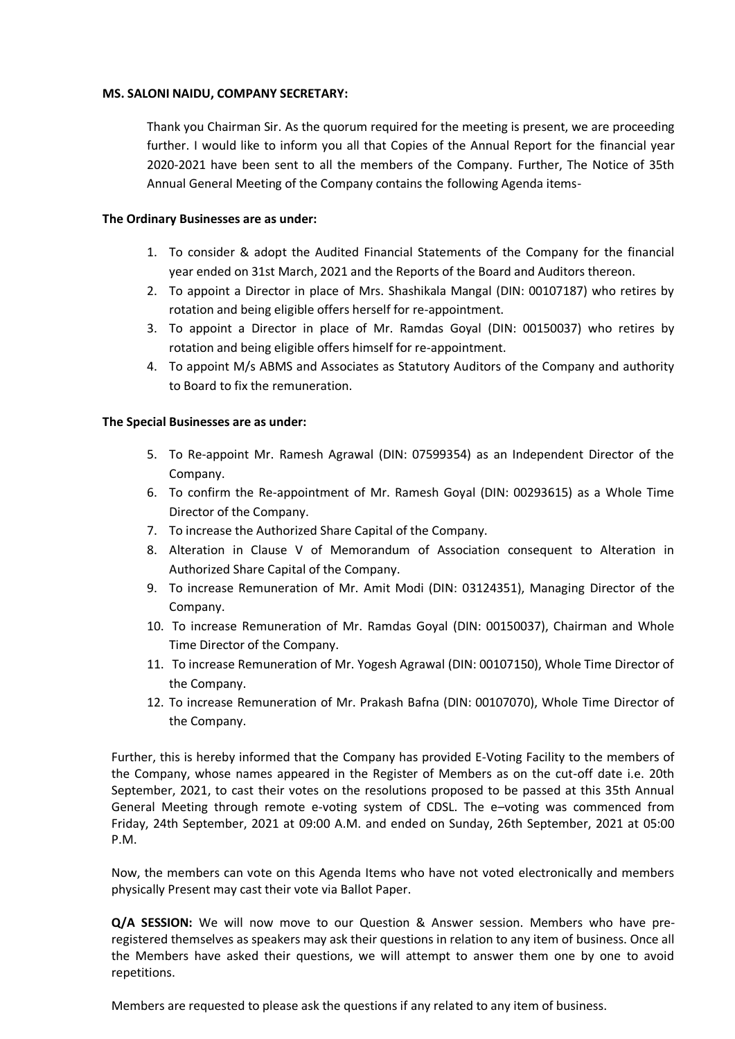**MS. SALONI NAIDU, COMPANY SECRETARY:**

Thank you Chairman Sir. As the quorum required for the meeting is present, we are proceeding further. I would like to inform you all that Copies of the Annual Report for the financial year 2020-2021 have been sent to all the members of the Company. Further, The Notice of 35th Annual General Meeting of the Company contains the following Agenda items-

**The Ordinary Businesses are as under:**

1. To consider & adopt the Audited Financial Statements of the Company for the financial year ended on 31st March, 2021 and the Reports of the Board and Auditors thereon.
2. To appoint a Director in place of Mrs. Shashikala Mangal (DIN: 00107187) who retires by rotation and being eligible offers herself for re-appointment.
3. To appoint a Director in place of Mr. Ramdas Goyal (DIN: 00150037) who retires by rotation and being eligible offers himself for re-appointment.
4. To appoint M/s ABMS and Associates as Statutory Auditors of the Company and authority to Board to fix the remuneration.

**The Special Businesses are as under:**

5. To Re-appoint Mr. Ramesh Agrawal (DIN: 07599354) as an Independent Director of the Company.
6. To confirm the Re-appointment of Mr. Ramesh Goyal (DIN: 00293615) as a Whole Time Director of the Company.
7. To increase the Authorized Share Capital of the Company.
8. Alteration in Clause V of Memorandum of Association consequent to Alteration in Authorized Share Capital of the Company.
9. To increase Remuneration of Mr. Amit Modi (DIN: 03124351), Managing Director of the Company.
10. To increase Remuneration of Mr. Ramdas Goyal (DIN: 00150037), Chairman and Whole Time Director of the Company.
11. To increase Remuneration of Mr. Yogesh Agrawal (DIN: 00107150), Whole Time Director of the Company.
12. To increase Remuneration of Mr. Prakash Bafna (DIN: 00107070), Whole Time Director of the Company.

Further, this is hereby informed that the Company has provided E-Voting Facility to the members of the Company, whose names appeared in the Register of Members as on the cut-off date i.e. 20th September, 2021, to cast their votes on the resolutions proposed to be passed at this 35th Annual General Meeting through remote e-voting system of CDSL. The e–voting was commenced from Friday, 24th September, 2021 at 09:00 A.M. and ended on Sunday, 26th September, 2021 at 05:00 P.M.

Now, the members can vote on this Agenda Items who have not voted electronically and members physically Present may cast their vote via Ballot Paper.

**Q/A SESSION:** We will now move to our Question & Answer session. Members who have pre-registered themselves as speakers may ask their questions in relation to any item of business. Once all the Members have asked their questions, we will attempt to answer them one by one to avoid repetitions.

Members are requested to please ask the questions if any related to any item of business.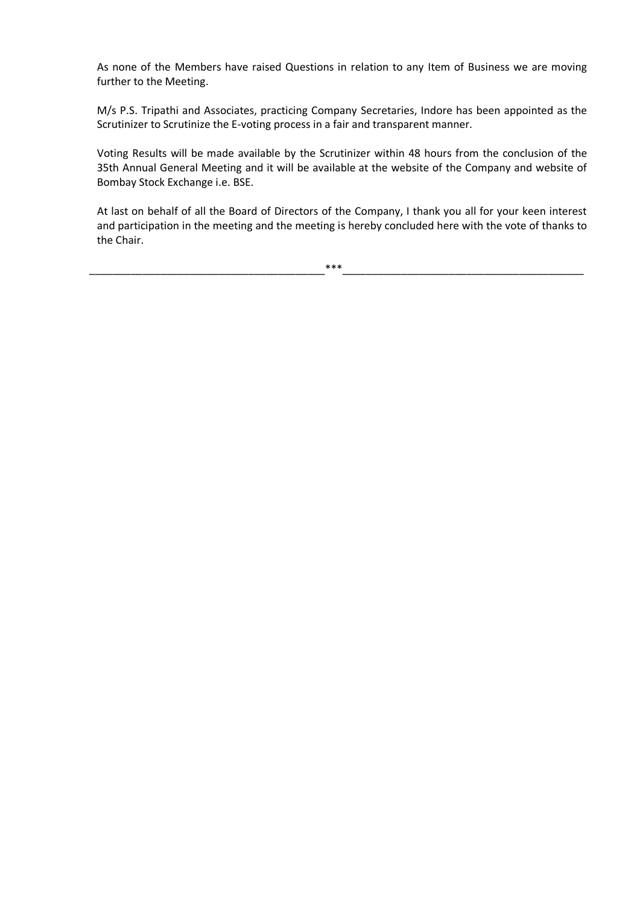As none of the Members have raised Questions in relation to any Item of Business we are moving further to the Meeting.

M/s P.S. Tripathi and Associates, practicing Company Secretaries, Indore has been appointed as the Scrutinizer to Scrutinize the E-voting process in a fair and transparent manner.

Voting Results will be made available by the Scrutinizer within 48 hours from the conclusion of the 35th Annual General Meeting and it will be available at the website of the Company and website of Bombay Stock Exchange i.e. BSE.

At last on behalf of all the Board of Directors of the Company, I thank you all for your keen interest and participation in the meeting and the meeting is hereby concluded here with the vote of thanks to the Chair.

***